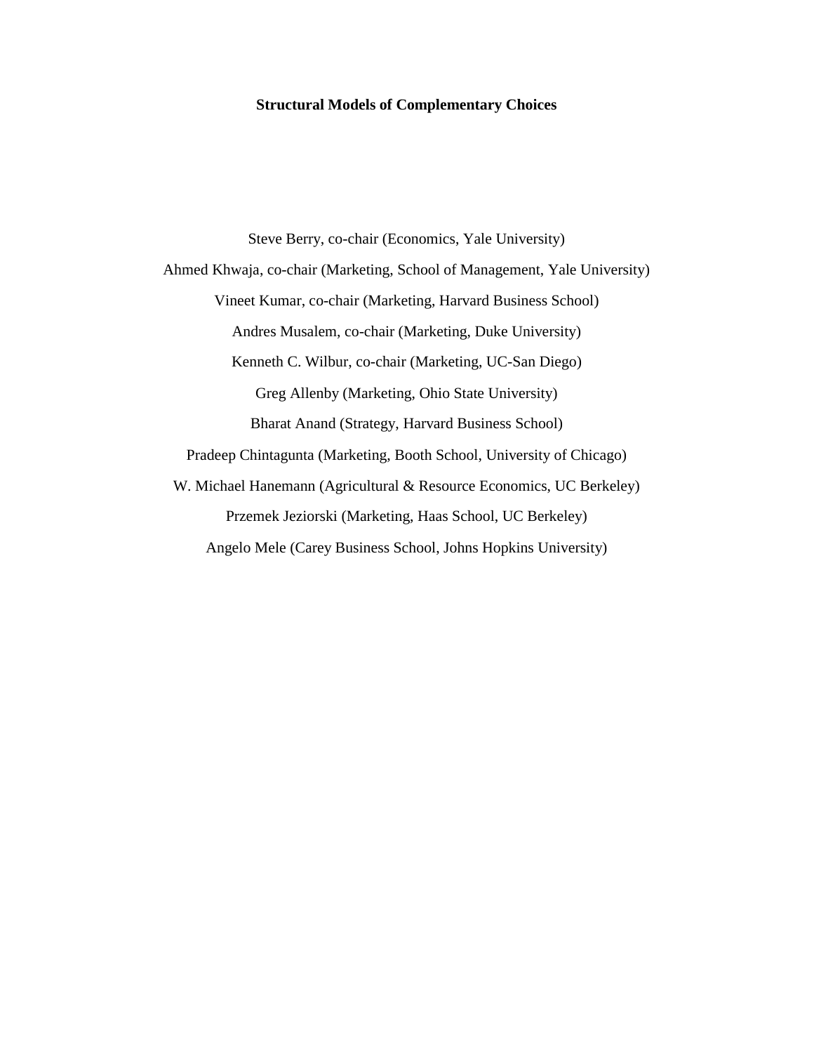**Structural Models of Complementary Choices**

Steve Berry, co-chair (Economics, Yale University)

Ahmed Khwaja, co-chair (Marketing, School of Management, Yale University)

Vineet Kumar, co-chair (Marketing, Harvard Business School)

Andres Musalem, co-chair (Marketing, Duke University)

Kenneth C. Wilbur, co-chair (Marketing, UC-San Diego)

Greg Allenby (Marketing, Ohio State University)

Bharat Anand (Strategy, Harvard Business School)

Pradeep Chintagunta (Marketing, Booth School, University of Chicago)

W. Michael Hanemann (Agricultural & Resource Economics, UC Berkeley)

Przemek Jeziorski (Marketing, Haas School, UC Berkeley)

Angelo Mele (Carey Business School, Johns Hopkins University)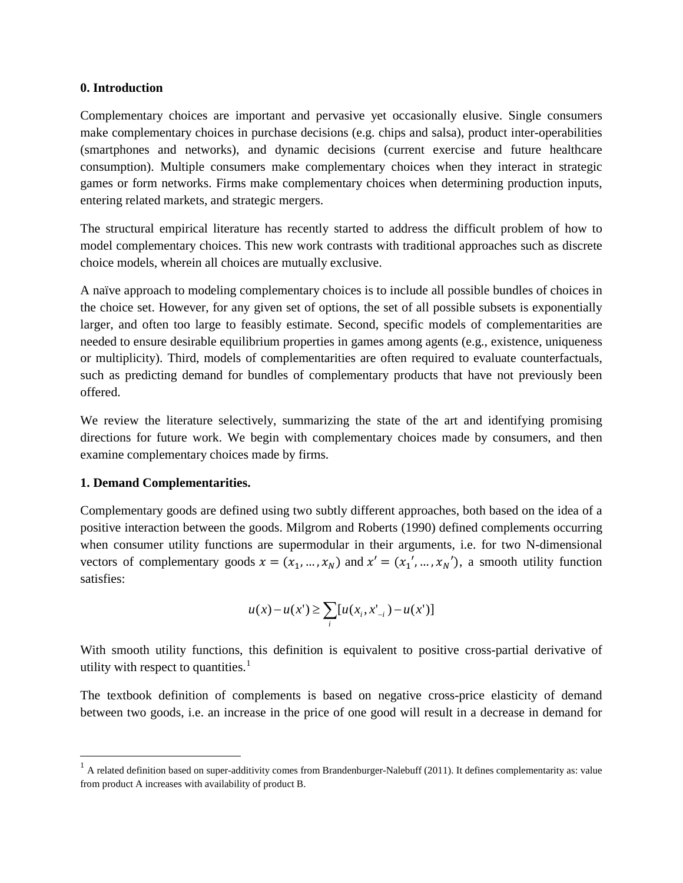**0. Introduction**

Complementary choices are important and pervasive yet occasionally elusive. Single consumers make complementary choices in purchase decisions (e.g. chips and salsa), product inter-operabilities (smartphones and networks), and dynamic decisions (current exercise and future healthcare consumption). Multiple consumers make complementary choices when they interact in strategic games or form networks. Firms make complementary choices when determining production inputs, entering related markets, and strategic mergers.

The structural empirical literature has recently started to address the difficult problem of how to model complementary choices. This new work contrasts with traditional approaches such as discrete choice models, wherein all choices are mutually exclusive.

A naïve approach to modeling complementary choices is to include all possible bundles of choices in the choice set. However, for any given set of options, the set of all possible subsets is exponentially larger, and often too large to feasibly estimate. Second, specific models of complementarities are needed to ensure desirable equilibrium properties in games among agents (e.g., existence, uniqueness or multiplicity). Third, models of complementarities are often required to evaluate counterfactuals, such as predicting demand for bundles of complementary products that have not previously been offered.

We review the literature selectively, summarizing the state of the art and identifying promising directions for future work. We begin with complementary choices made by consumers, and then examine complementary choices made by firms.

**1. Demand Complementarities.**

Complementary goods are defined using two subtly different approaches, both based on the idea of a positive interaction between the goods. Milgrom and Roberts (1990) defined complements occurring when consumer utility functions are supermodular in their arguments, i.e. for two N-dimensional vectors of complementary goods $x = (x_1, \ldots, x_N)$ and $x' = (x_1', \ldots, x_N')$, a smooth utility function satisfies:

$$u(x) - u(x') \geq \sum_i [u(x_i, x'_{-i}) - u(x')]$$

With smooth utility functions, this definition is equivalent to positive cross-partial derivative of utility with respect to quantities.[1]

The textbook definition of complements is based on negative cross-price elasticity of demand between two goods, i.e. an increase in the price of one good will result in a decrease in demand for

[1] A related definition based on super-additivity comes from Brandenburger-Nalebuff (2011). It defines complementarity as: value from product A increases with availability of product B.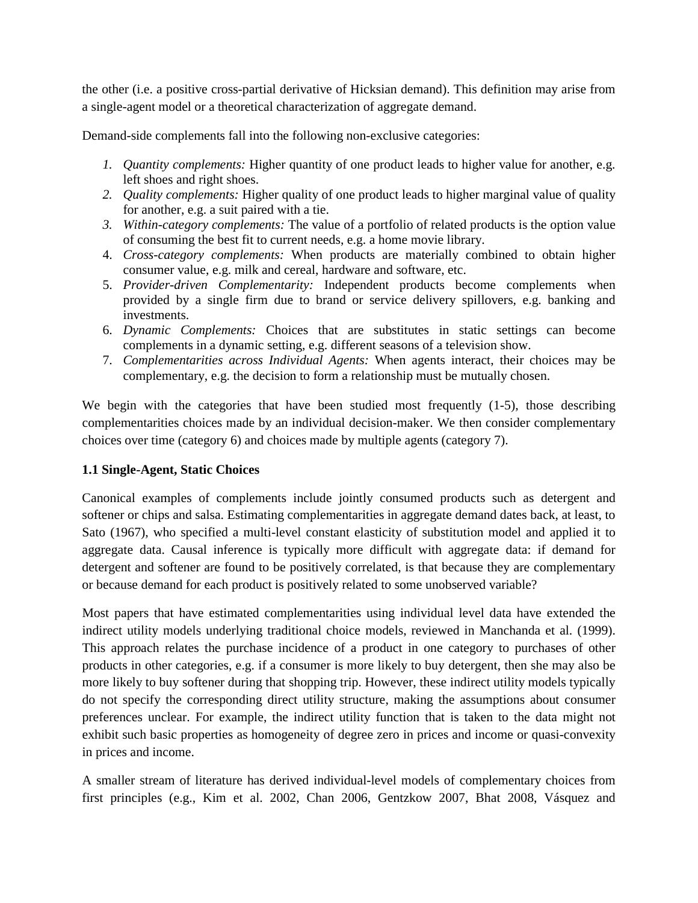the other (i.e. a positive cross-partial derivative of Hicksian demand). This definition may arise from a single-agent model or a theoretical characterization of aggregate demand.

Demand-side complements fall into the following non-exclusive categories:

1. *Quantity complements:* Higher quantity of one product leads to higher value for another, e.g. left shoes and right shoes.
2. *Quality complements:* Higher quality of one product leads to higher marginal value of quality for another, e.g. a suit paired with a tie.
3. *Within-category complements:* The value of a portfolio of related products is the option value of consuming the best fit to current needs, e.g. a home movie library.
4. *Cross-category complements:* When products are materially combined to obtain higher consumer value, e.g. milk and cereal, hardware and software, etc.
5. *Provider-driven Complementarity:* Independent products become complements when provided by a single firm due to brand or service delivery spillovers, e.g. banking and investments.
6. *Dynamic Complements:* Choices that are substitutes in static settings can become complements in a dynamic setting, e.g. different seasons of a television show.
7. *Complementarities across Individual Agents:* When agents interact, their choices may be complementary, e.g. the decision to form a relationship must be mutually chosen.

We begin with the categories that have been studied most frequently (1-5), those describing complementarities choices made by an individual decision-maker. We then consider complementary choices over time (category 6) and choices made by multiple agents (category 7).

**1.1 Single-Agent, Static Choices**

Canonical examples of complements include jointly consumed products such as detergent and softener or chips and salsa. Estimating complementarities in aggregate demand dates back, at least, to Sato (1967), who specified a multi-level constant elasticity of substitution model and applied it to aggregate data. Causal inference is typically more difficult with aggregate data: if demand for detergent and softener are found to be positively correlated, is that because they are complementary or because demand for each product is positively related to some unobserved variable?

Most papers that have estimated complementarities using individual level data have extended the indirect utility models underlying traditional choice models, reviewed in Manchanda et al. (1999). This approach relates the purchase incidence of a product in one category to purchases of other products in other categories, e.g. if a consumer is more likely to buy detergent, then she may also be more likely to buy softener during that shopping trip. However, these indirect utility models typically do not specify the corresponding direct utility structure, making the assumptions about consumer preferences unclear. For example, the indirect utility function that is taken to the data might not exhibit such basic properties as homogeneity of degree zero in prices and income or quasi-convexity in prices and income.

A smaller stream of literature has derived individual-level models of complementary choices from first principles (e.g., Kim et al. 2002, Chan 2006, Gentzkow 2007, Bhat 2008, Vásquez and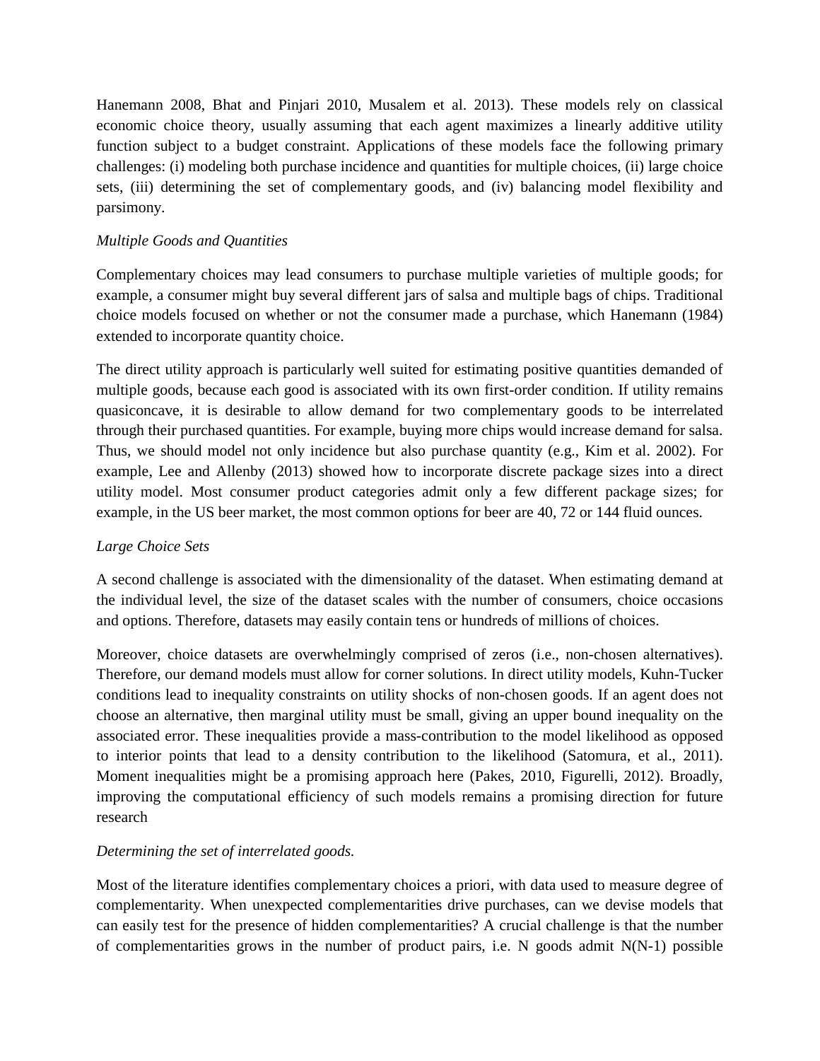Hanemann 2008, Bhat and Pinjari 2010, Musalem et al. 2013). These models rely on classical economic choice theory, usually assuming that each agent maximizes a linearly additive utility function subject to a budget constraint. Applications of these models face the following primary challenges: (i) modeling both purchase incidence and quantities for multiple choices, (ii) large choice sets, (iii) determining the set of complementary goods, and (iv) balancing model flexibility and parsimony.

*Multiple Goods and Quantities*

Complementary choices may lead consumers to purchase multiple varieties of multiple goods; for example, a consumer might buy several different jars of salsa and multiple bags of chips. Traditional choice models focused on whether or not the consumer made a purchase, which Hanemann (1984) extended to incorporate quantity choice.

The direct utility approach is particularly well suited for estimating positive quantities demanded of multiple goods, because each good is associated with its own first-order condition. If utility remains quasiconcave, it is desirable to allow demand for two complementary goods to be interrelated through their purchased quantities. For example, buying more chips would increase demand for salsa. Thus, we should model not only incidence but also purchase quantity (e.g., Kim et al. 2002). For example, Lee and Allenby (2013) showed how to incorporate discrete package sizes into a direct utility model. Most consumer product categories admit only a few different package sizes; for example, in the US beer market, the most common options for beer are 40, 72 or 144 fluid ounces.

*Large Choice Sets*

A second challenge is associated with the dimensionality of the dataset. When estimating demand at the individual level, the size of the dataset scales with the number of consumers, choice occasions and options. Therefore, datasets may easily contain tens or hundreds of millions of choices.

Moreover, choice datasets are overwhelmingly comprised of zeros (i.e., non-chosen alternatives). Therefore, our demand models must allow for corner solutions. In direct utility models, Kuhn-Tucker conditions lead to inequality constraints on utility shocks of non-chosen goods. If an agent does not choose an alternative, then marginal utility must be small, giving an upper bound inequality on the associated error. These inequalities provide a mass-contribution to the model likelihood as opposed to interior points that lead to a density contribution to the likelihood (Satomura, et al., 2011). Moment inequalities might be a promising approach here (Pakes, 2010, Figurelli, 2012). Broadly, improving the computational efficiency of such models remains a promising direction for future research

*Determining the set of interrelated goods.*

Most of the literature identifies complementary choices a priori, with data used to measure degree of complementarity. When unexpected complementarities drive purchases, can we devise models that can easily test for the presence of hidden complementarities? A crucial challenge is that the number of complementarities grows in the number of product pairs, i.e. N goods admit N(N-1) possible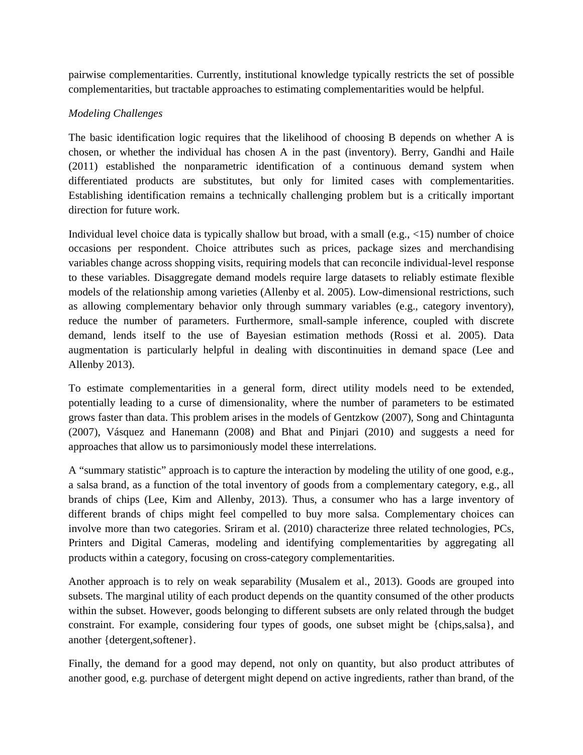pairwise complementarities. Currently, institutional knowledge typically restricts the set of possible complementarities, but tractable approaches to estimating complementarities would be helpful.

*Modeling Challenges*

The basic identification logic requires that the likelihood of choosing B depends on whether A is chosen, or whether the individual has chosen A in the past (inventory). Berry, Gandhi and Haile (2011) established the nonparametric identification of a continuous demand system when differentiated products are substitutes, but only for limited cases with complementarities. Establishing identification remains a technically challenging problem but is a critically important direction for future work.

Individual level choice data is typically shallow but broad, with a small (e.g., <15) number of choice occasions per respondent. Choice attributes such as prices, package sizes and merchandising variables change across shopping visits, requiring models that can reconcile individual-level response to these variables. Disaggregate demand models require large datasets to reliably estimate flexible models of the relationship among varieties (Allenby et al. 2005). Low-dimensional restrictions, such as allowing complementary behavior only through summary variables (e.g., category inventory), reduce the number of parameters. Furthermore, small-sample inference, coupled with discrete demand, lends itself to the use of Bayesian estimation methods (Rossi et al. 2005). Data augmentation is particularly helpful in dealing with discontinuities in demand space (Lee and Allenby 2013).

To estimate complementarities in a general form, direct utility models need to be extended, potentially leading to a curse of dimensionality, where the number of parameters to be estimated grows faster than data. This problem arises in the models of Gentzkow (2007), Song and Chintagunta (2007), Vásquez and Hanemann (2008) and Bhat and Pinjari (2010) and suggests a need for approaches that allow us to parsimoniously model these interrelations.

A "summary statistic" approach is to capture the interaction by modeling the utility of one good, e.g., a salsa brand, as a function of the total inventory of goods from a complementary category, e.g., all brands of chips (Lee, Kim and Allenby, 2013). Thus, a consumer who has a large inventory of different brands of chips might feel compelled to buy more salsa. Complementary choices can involve more than two categories. Sriram et al. (2010) characterize three related technologies, PCs, Printers and Digital Cameras, modeling and identifying complementarities by aggregating all products within a category, focusing on cross-category complementarities.

Another approach is to rely on weak separability (Musalem et al., 2013). Goods are grouped into subsets. The marginal utility of each product depends on the quantity consumed of the other products within the subset. However, goods belonging to different subsets are only related through the budget constraint. For example, considering four types of goods, one subset might be {chips,salsa}, and another {detergent,softener}.

Finally, the demand for a good may depend, not only on quantity, but also product attributes of another good, e.g. purchase of detergent might depend on active ingredients, rather than brand, of the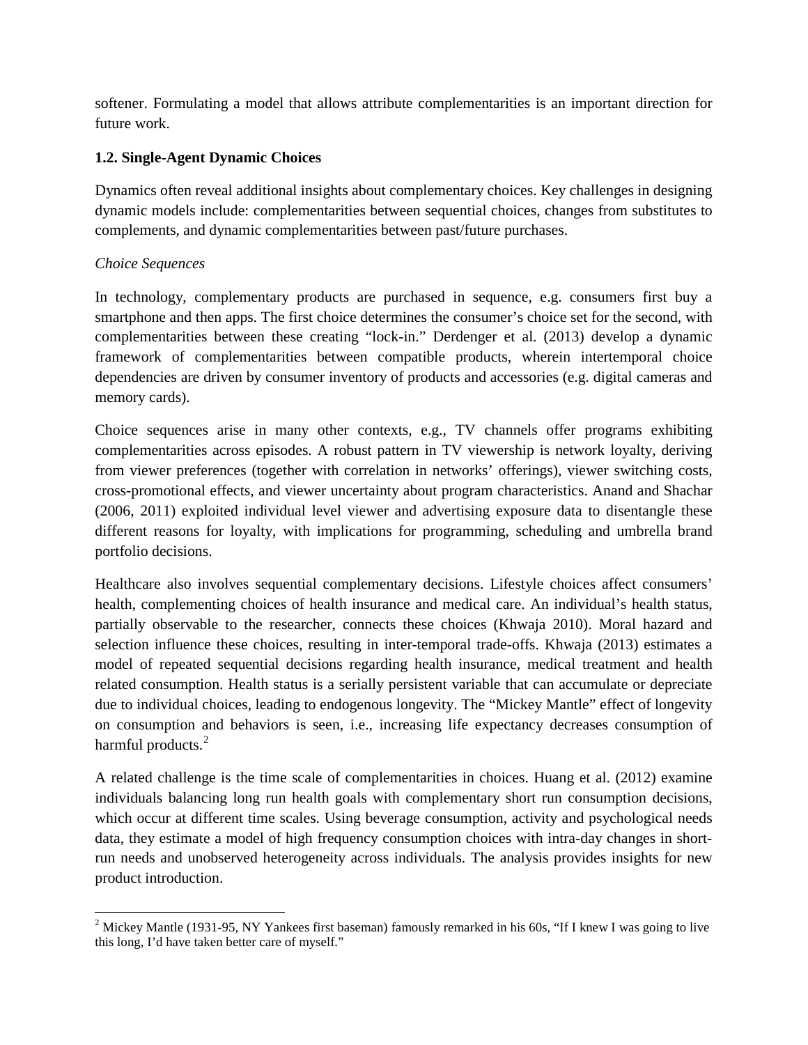softener. Formulating a model that allows attribute complementarities is an important direction for future work.

### 1.2. Single-Agent Dynamic Choices

Dynamics often reveal additional insights about complementary choices. Key challenges in designing dynamic models include: complementarities between sequential choices, changes from substitutes to complements, and dynamic complementarities between past/future purchases.

*Choice Sequences*

In technology, complementary products are purchased in sequence, e.g. consumers first buy a smartphone and then apps. The first choice determines the consumer's choice set for the second, with complementarities between these creating "lock-in." Derdenger et al. (2013) develop a dynamic framework of complementarities between compatible products, wherein intertemporal choice dependencies are driven by consumer inventory of products and accessories (e.g. digital cameras and memory cards).

Choice sequences arise in many other contexts, e.g., TV channels offer programs exhibiting complementarities across episodes. A robust pattern in TV viewership is network loyalty, deriving from viewer preferences (together with correlation in networks' offerings), viewer switching costs, cross-promotional effects, and viewer uncertainty about program characteristics. Anand and Shachar (2006, 2011) exploited individual level viewer and advertising exposure data to disentangle these different reasons for loyalty, with implications for programming, scheduling and umbrella brand portfolio decisions.

Healthcare also involves sequential complementary decisions. Lifestyle choices affect consumers' health, complementing choices of health insurance and medical care. An individual's health status, partially observable to the researcher, connects these choices (Khwaja 2010). Moral hazard and selection influence these choices, resulting in inter-temporal trade-offs. Khwaja (2013) estimates a model of repeated sequential decisions regarding health insurance, medical treatment and health related consumption. Health status is a serially persistent variable that can accumulate or depreciate due to individual choices, leading to endogenous longevity. The "Mickey Mantle" effect of longevity on consumption and behaviors is seen, i.e., increasing life expectancy decreases consumption of harmful products.[2]

A related challenge is the time scale of complementarities in choices. Huang et al. (2012) examine individuals balancing long run health goals with complementary short run consumption decisions, which occur at different time scales. Using beverage consumption, activity and psychological needs data, they estimate a model of high frequency consumption choices with intra-day changes in short-run needs and unobserved heterogeneity across individuals. The analysis provides insights for new product introduction.

---

[2] Mickey Mantle (1931-95, NY Yankees first baseman) famously remarked in his 60s, "If I knew I was going to live this long, I'd have taken better care of myself."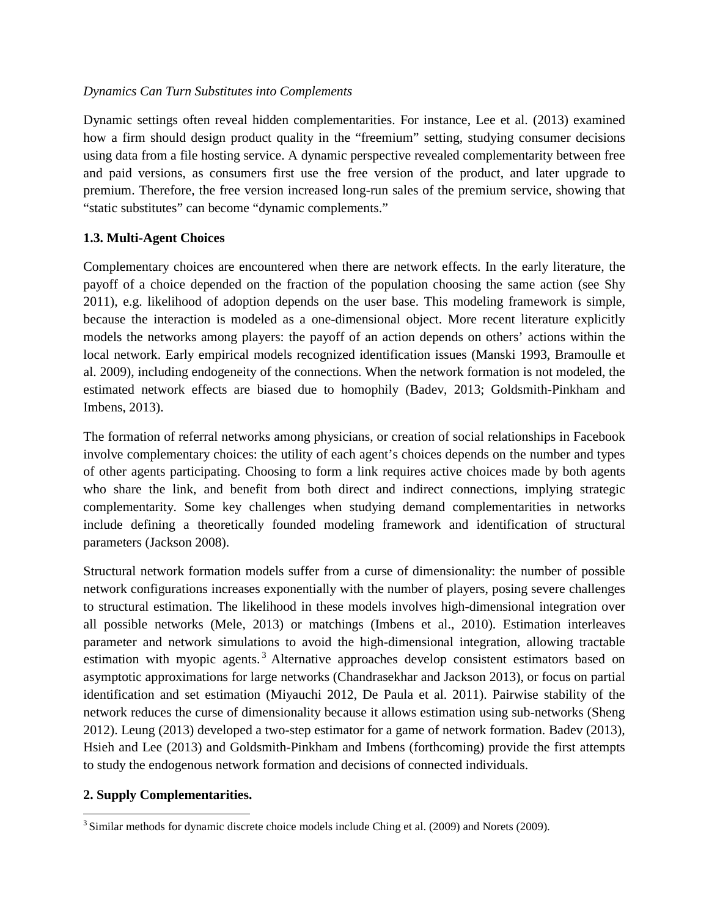*Dynamics Can Turn Substitutes into Complements*

Dynamic settings often reveal hidden complementarities. For instance, Lee et al. (2013) examined how a firm should design product quality in the "freemium" setting, studying consumer decisions using data from a file hosting service. A dynamic perspective revealed complementarity between free and paid versions, as consumers first use the free version of the product, and later upgrade to premium. Therefore, the free version increased long-run sales of the premium service, showing that "static substitutes" can become "dynamic complements."

### 1.3. Multi-Agent Choices

Complementary choices are encountered when there are network effects. In the early literature, the payoff of a choice depended on the fraction of the population choosing the same action (see Shy 2011), e.g. likelihood of adoption depends on the user base. This modeling framework is simple, because the interaction is modeled as a one-dimensional object. More recent literature explicitly models the networks among players: the payoff of an action depends on others' actions within the local network. Early empirical models recognized identification issues (Manski 1993, Bramoulle et al. 2009), including endogeneity of the connections. When the network formation is not modeled, the estimated network effects are biased due to homophily (Badev, 2013; Goldsmith-Pinkham and Imbens, 2013).

The formation of referral networks among physicians, or creation of social relationships in Facebook involve complementary choices: the utility of each agent's choices depends on the number and types of other agents participating. Choosing to form a link requires active choices made by both agents who share the link, and benefit from both direct and indirect connections, implying strategic complementarity. Some key challenges when studying demand complementarities in networks include defining a theoretically founded modeling framework and identification of structural parameters (Jackson 2008).

Structural network formation models suffer from a curse of dimensionality: the number of possible network configurations increases exponentially with the number of players, posing severe challenges to structural estimation. The likelihood in these models involves high-dimensional integration over all possible networks (Mele, 2013) or matchings (Imbens et al., 2010). Estimation interleaves parameter and network simulations to avoid the high-dimensional integration, allowing tractable estimation with myopic agents.[3] Alternative approaches develop consistent estimators based on asymptotic approximations for large networks (Chandrasekhar and Jackson 2013), or focus on partial identification and set estimation (Miyauchi 2012, De Paula et al. 2011). Pairwise stability of the network reduces the curse of dimensionality because it allows estimation using sub-networks (Sheng 2012). Leung (2013) developed a two-step estimator for a game of network formation. Badev (2013), Hsieh and Lee (2013) and Goldsmith-Pinkham and Imbens (forthcoming) provide the first attempts to study the endogenous network formation and decisions of connected individuals.

## 2. Supply Complementarities.

[3] Similar methods for dynamic discrete choice models include Ching et al. (2009) and Norets (2009).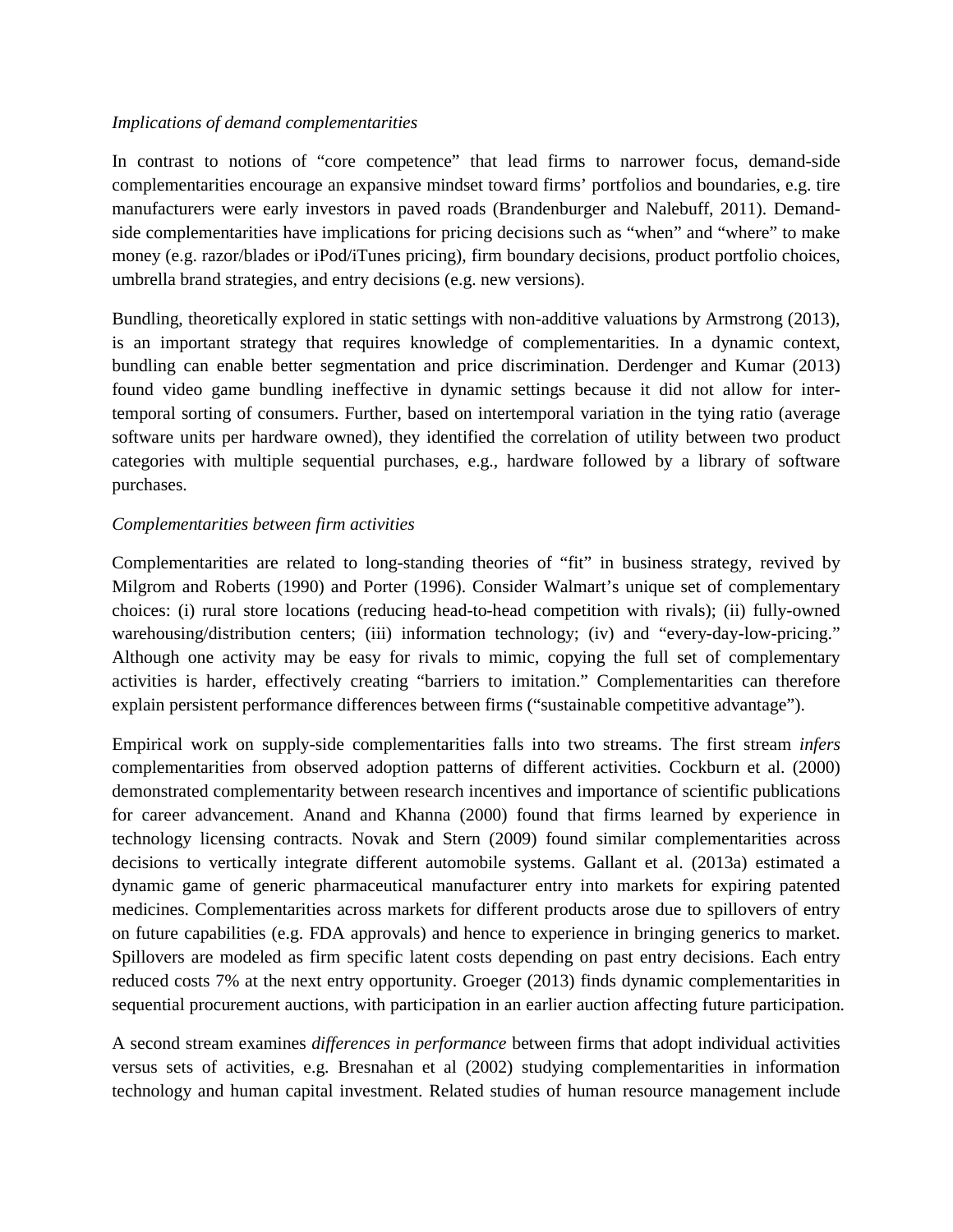*Implications of demand complementarities*

In contrast to notions of "core competence" that lead firms to narrower focus, demand-side complementarities encourage an expansive mindset toward firms' portfolios and boundaries, e.g. tire manufacturers were early investors in paved roads (Brandenburger and Nalebuff, 2011). Demand-side complementarities have implications for pricing decisions such as "when" and "where" to make money (e.g. razor/blades or iPod/iTunes pricing), firm boundary decisions, product portfolio choices, umbrella brand strategies, and entry decisions (e.g. new versions).

Bundling, theoretically explored in static settings with non-additive valuations by Armstrong (2013), is an important strategy that requires knowledge of complementarities. In a dynamic context, bundling can enable better segmentation and price discrimination. Derdenger and Kumar (2013) found video game bundling ineffective in dynamic settings because it did not allow for inter-temporal sorting of consumers. Further, based on intertemporal variation in the tying ratio (average software units per hardware owned), they identified the correlation of utility between two product categories with multiple sequential purchases, e.g., hardware followed by a library of software purchases.

*Complementarities between firm activities*

Complementarities are related to long-standing theories of "fit" in business strategy, revived by Milgrom and Roberts (1990) and Porter (1996). Consider Walmart's unique set of complementary choices: (i) rural store locations (reducing head-to-head competition with rivals); (ii) fully-owned warehousing/distribution centers; (iii) information technology; (iv) and "every-day-low-pricing." Although one activity may be easy for rivals to mimic, copying the full set of complementary activities is harder, effectively creating "barriers to imitation." Complementarities can therefore explain persistent performance differences between firms ("sustainable competitive advantage").

Empirical work on supply-side complementarities falls into two streams. The first stream *infers* complementarities from observed adoption patterns of different activities. Cockburn et al. (2000) demonstrated complementarity between research incentives and importance of scientific publications for career advancement. Anand and Khanna (2000) found that firms learned by experience in technology licensing contracts. Novak and Stern (2009) found similar complementarities across decisions to vertically integrate different automobile systems. Gallant et al. (2013a) estimated a dynamic game of generic pharmaceutical manufacturer entry into markets for expiring patented medicines. Complementarities across markets for different products arose due to spillovers of entry on future capabilities (e.g. FDA approvals) and hence to experience in bringing generics to market. Spillovers are modeled as firm specific latent costs depending on past entry decisions. Each entry reduced costs 7% at the next entry opportunity. Groeger (2013) finds dynamic complementarities in sequential procurement auctions, with participation in an earlier auction affecting future participation.

A second stream examines *differences in performance* between firms that adopt individual activities versus sets of activities, e.g. Bresnahan et al (2002) studying complementarities in information technology and human capital investment. Related studies of human resource management include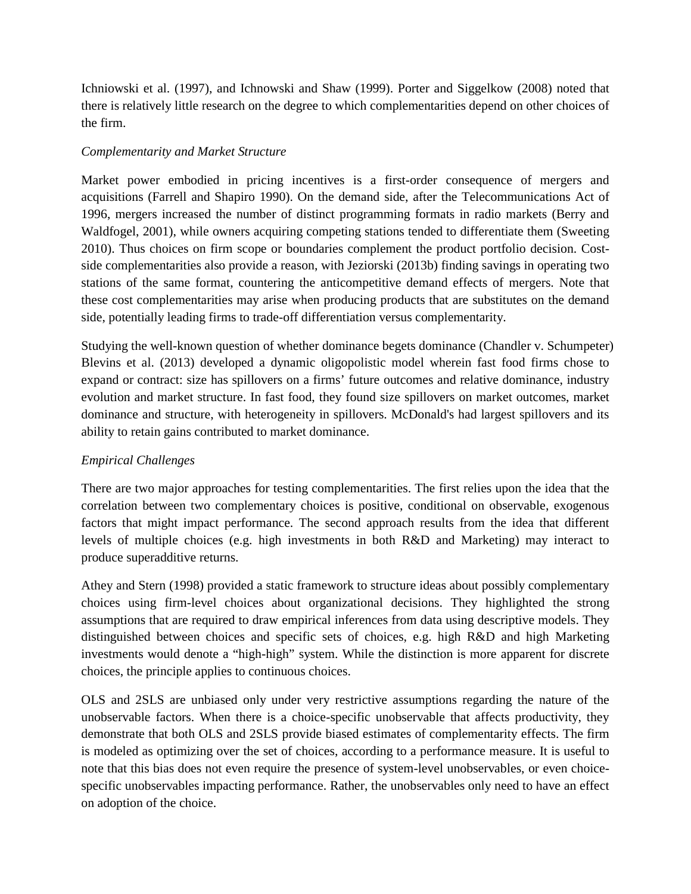Ichniowski et al. (1997), and Ichnowski and Shaw (1999). Porter and Siggelkow (2008) noted that there is relatively little research on the degree to which complementarities depend on other choices of the firm.

*Complementarity and Market Structure*

Market power embodied in pricing incentives is a first-order consequence of mergers and acquisitions (Farrell and Shapiro 1990). On the demand side, after the Telecommunications Act of 1996, mergers increased the number of distinct programming formats in radio markets (Berry and Waldfogel, 2001), while owners acquiring competing stations tended to differentiate them (Sweeting 2010). Thus choices on firm scope or boundaries complement the product portfolio decision. Cost-side complementarities also provide a reason, with Jeziorski (2013b) finding savings in operating two stations of the same format, countering the anticompetitive demand effects of mergers. Note that these cost complementarities may arise when producing products that are substitutes on the demand side, potentially leading firms to trade-off differentiation versus complementarity.

Studying the well-known question of whether dominance begets dominance (Chandler v. Schumpeter) Blevins et al. (2013) developed a dynamic oligopolistic model wherein fast food firms chose to expand or contract: size has spillovers on a firms' future outcomes and relative dominance, industry evolution and market structure. In fast food, they found size spillovers on market outcomes, market dominance and structure, with heterogeneity in spillovers. McDonald's had largest spillovers and its ability to retain gains contributed to market dominance.

*Empirical Challenges*

There are two major approaches for testing complementarities. The first relies upon the idea that the correlation between two complementary choices is positive, conditional on observable, exogenous factors that might impact performance. The second approach results from the idea that different levels of multiple choices (e.g. high investments in both R&D and Marketing) may interact to produce superadditive returns.

Athey and Stern (1998) provided a static framework to structure ideas about possibly complementary choices using firm-level choices about organizational decisions. They highlighted the strong assumptions that are required to draw empirical inferences from data using descriptive models. They distinguished between choices and specific sets of choices, e.g. high R&D and high Marketing investments would denote a "high-high" system. While the distinction is more apparent for discrete choices, the principle applies to continuous choices.

OLS and 2SLS are unbiased only under very restrictive assumptions regarding the nature of the unobservable factors. When there is a choice-specific unobservable that affects productivity, they demonstrate that both OLS and 2SLS provide biased estimates of complementarity effects. The firm is modeled as optimizing over the set of choices, according to a performance measure. It is useful to note that this bias does not even require the presence of system-level unobservables, or even choice-specific unobservables impacting performance. Rather, the unobservables only need to have an effect on adoption of the choice.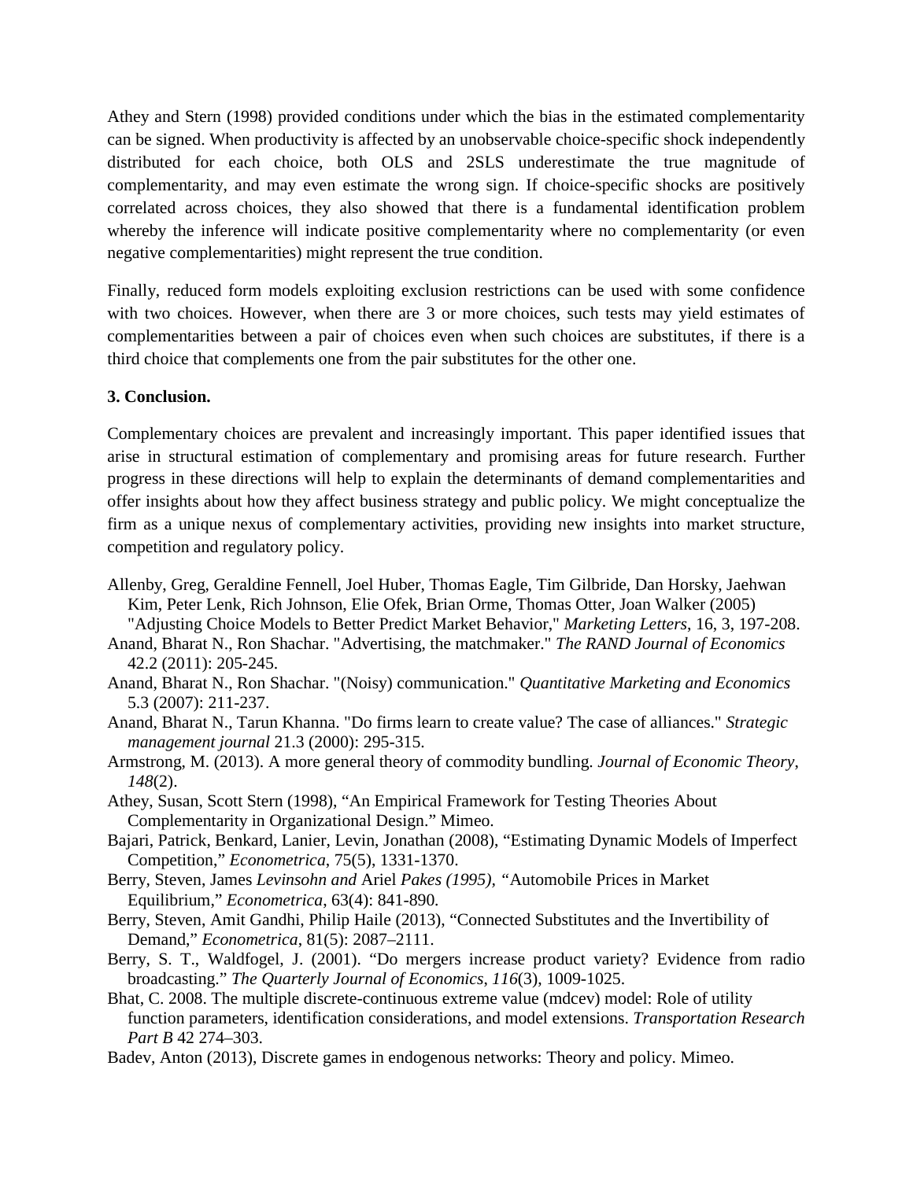Athey and Stern (1998) provided conditions under which the bias in the estimated complementarity can be signed. When productivity is affected by an unobservable choice-specific shock independently distributed for each choice, both OLS and 2SLS underestimate the true magnitude of complementarity, and may even estimate the wrong sign. If choice-specific shocks are positively correlated across choices, they also showed that there is a fundamental identification problem whereby the inference will indicate positive complementarity where no complementarity (or even negative complementarities) might represent the true condition.

Finally, reduced form models exploiting exclusion restrictions can be used with some confidence with two choices. However, when there are 3 or more choices, such tests may yield estimates of complementarities between a pair of choices even when such choices are substitutes, if there is a third choice that complements one from the pair substitutes for the other one.

**3. Conclusion.**

Complementary choices are prevalent and increasingly important. This paper identified issues that arise in structural estimation of complementary and promising areas for future research. Further progress in these directions will help to explain the determinants of demand complementarities and offer insights about how they affect business strategy and public policy. We might conceptualize the firm as a unique nexus of complementary activities, providing new insights into market structure, competition and regulatory policy.

Allenby, Greg, Geraldine Fennell, Joel Huber, Thomas Eagle, Tim Gilbride, Dan Horsky, Jaehwan Kim, Peter Lenk, Rich Johnson, Elie Ofek, Brian Orme, Thomas Otter, Joan Walker (2005) "Adjusting Choice Models to Better Predict Market Behavior," *Marketing Letters*, 16, 3, 197-208.

Anand, Bharat N., Ron Shachar. "Advertising, the matchmaker." *The RAND Journal of Economics* 42.2 (2011): 205-245.

Anand, Bharat N., Ron Shachar. "(Noisy) communication." *Quantitative Marketing and Economics* 5.3 (2007): 211-237.

Anand, Bharat N., Tarun Khanna. "Do firms learn to create value? The case of alliances." *Strategic management journal* 21.3 (2000): 295-315.

Armstrong, M. (2013). A more general theory of commodity bundling. *Journal of Economic Theory*, *148*(2).

Athey, Susan, Scott Stern (1998), "An Empirical Framework for Testing Theories About Complementarity in Organizational Design." Mimeo.

Bajari, Patrick, Benkard, Lanier, Levin, Jonathan (2008), "Estimating Dynamic Models of Imperfect Competition," *Econometrica*, 75(5), 1331-1370.

Berry, Steven, James *Levinsohn and* Ariel *Pakes (1995), "*Automobile Prices in Market Equilibrium," *Econometrica*, 63(4): 841-890.

Berry, Steven, Amit Gandhi, Philip Haile (2013), "Connected Substitutes and the Invertibility of Demand," *Econometrica*, 81(5): 2087–2111.

Berry, S. T., Waldfogel, J. (2001). "Do mergers increase product variety? Evidence from radio broadcasting." *The Quarterly Journal of Economics*, *116*(3), 1009-1025.

Bhat, C. 2008. The multiple discrete-continuous extreme value (mdcev) model: Role of utility function parameters, identification considerations, and model extensions. *Transportation Research Part B* 42 274–303.

Badev, Anton (2013), Discrete games in endogenous networks: Theory and policy. Mimeo.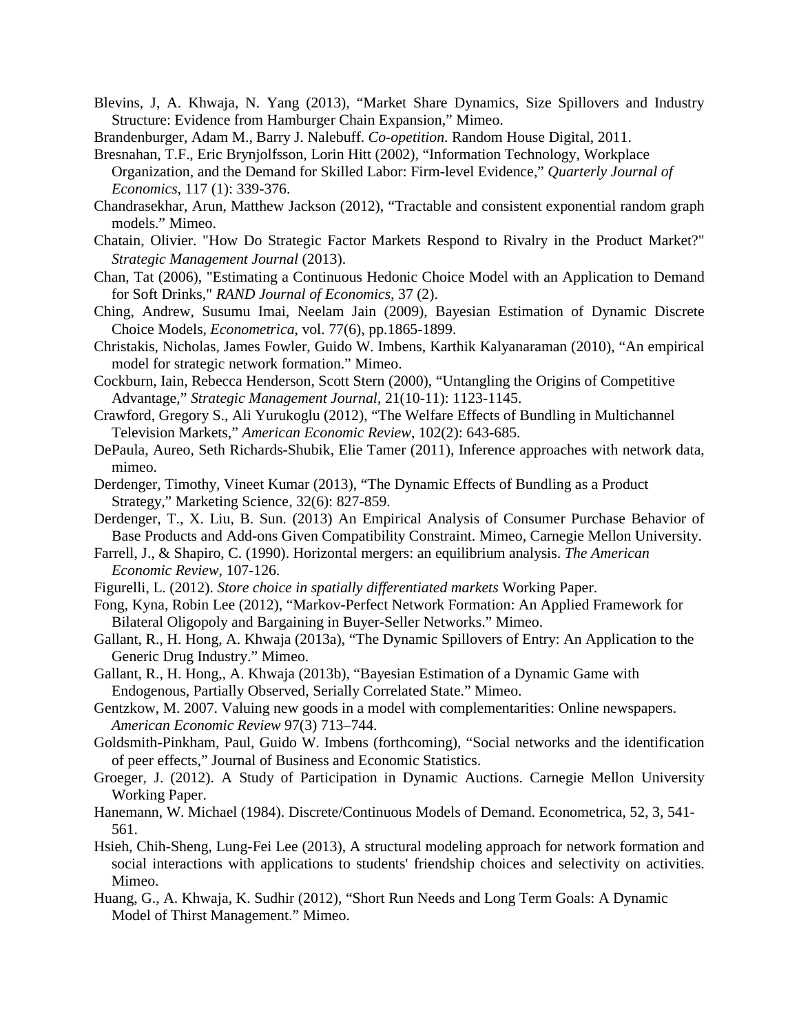Blevins, J, A. Khwaja, N. Yang (2013), "Market Share Dynamics, Size Spillovers and Industry Structure: Evidence from Hamburger Chain Expansion," Mimeo.

Brandenburger, Adam M., Barry J. Nalebuff. *Co-opetition*. Random House Digital, 2011.

Bresnahan, T.F., Eric Brynjolfsson, Lorin Hitt (2002), "Information Technology, Workplace Organization, and the Demand for Skilled Labor: Firm-level Evidence," *Quarterly Journal of Economics*, 117 (1): 339-376.

Chandrasekhar, Arun, Matthew Jackson (2012), "Tractable and consistent exponential random graph models." Mimeo.

Chatain, Olivier. "How Do Strategic Factor Markets Respond to Rivalry in the Product Market?" *Strategic Management Journal* (2013).

Chan, Tat (2006), "Estimating a Continuous Hedonic Choice Model with an Application to Demand for Soft Drinks," *RAND Journal of Economics*, 37 (2).

Ching, Andrew, Susumu Imai, Neelam Jain (2009), Bayesian Estimation of Dynamic Discrete Choice Models, *Econometrica*, vol. 77(6), pp.1865-1899.

Christakis, Nicholas, James Fowler, Guido W. Imbens, Karthik Kalyanaraman (2010), "An empirical model for strategic network formation." Mimeo.

Cockburn, Iain, Rebecca Henderson, Scott Stern (2000), "Untangling the Origins of Competitive Advantage," *Strategic Management Journal*, 21(10-11): 1123-1145.

Crawford, Gregory S., Ali Yurukoglu (2012), "The Welfare Effects of Bundling in Multichannel Television Markets," *American Economic Review*, 102(2): 643-685.

DePaula, Aureo, Seth Richards-Shubik, Elie Tamer (2011), Inference approaches with network data, mimeo.

Derdenger, Timothy, Vineet Kumar (2013), "The Dynamic Effects of Bundling as a Product Strategy," Marketing Science, 32(6): 827-859.

Derdenger, T., X. Liu, B. Sun. (2013) An Empirical Analysis of Consumer Purchase Behavior of Base Products and Add-ons Given Compatibility Constraint. Mimeo, Carnegie Mellon University.

Farrell, J., & Shapiro, C. (1990). Horizontal mergers: an equilibrium analysis. *The American Economic Review*, 107-126.

Figurelli, L. (2012). *Store choice in spatially differentiated markets* Working Paper.

Fong, Kyna, Robin Lee (2012), "Markov-Perfect Network Formation: An Applied Framework for Bilateral Oligopoly and Bargaining in Buyer-Seller Networks." Mimeo.

Gallant, R., H. Hong, A. Khwaja (2013a), "The Dynamic Spillovers of Entry: An Application to the Generic Drug Industry." Mimeo.

Gallant, R., H. Hong,, A. Khwaja (2013b), "Bayesian Estimation of a Dynamic Game with Endogenous, Partially Observed, Serially Correlated State." Mimeo.

Gentzkow, M. 2007. Valuing new goods in a model with complementarities: Online newspapers. *American Economic Review* 97(3) 713–744.

Goldsmith-Pinkham, Paul, Guido W. Imbens (forthcoming), "Social networks and the identification of peer effects," Journal of Business and Economic Statistics.

Groeger, J. (2012). A Study of Participation in Dynamic Auctions. Carnegie Mellon University Working Paper.

Hanemann, W. Michael (1984). Discrete/Continuous Models of Demand. Econometrica, 52, 3, 541-561.

Hsieh, Chih-Sheng, Lung-Fei Lee (2013), A structural modeling approach for network formation and social interactions with applications to students' friendship choices and selectivity on activities. Mimeo.

Huang, G., A. Khwaja, K. Sudhir (2012), "Short Run Needs and Long Term Goals: A Dynamic Model of Thirst Management." Mimeo.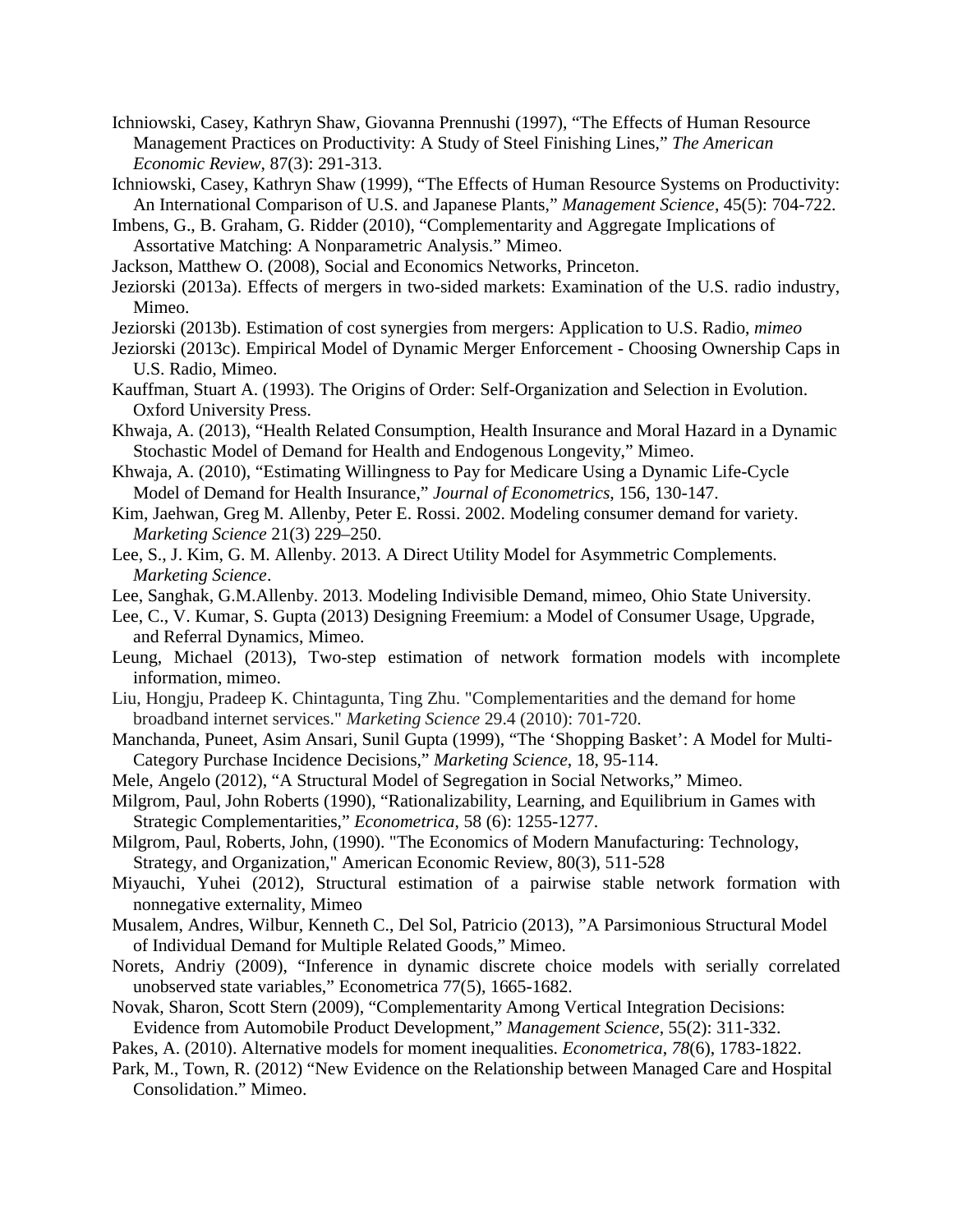Ichniowski, Casey, Kathryn Shaw, Giovanna Prennushi (1997), "The Effects of Human Resource Management Practices on Productivity: A Study of Steel Finishing Lines," *The American Economic Review*, 87(3): 291-313.

Ichniowski, Casey, Kathryn Shaw (1999), "The Effects of Human Resource Systems on Productivity: An International Comparison of U.S. and Japanese Plants," *Management Science*, 45(5): 704-722.

Imbens, G., B. Graham, G. Ridder (2010), "Complementarity and Aggregate Implications of Assortative Matching: A Nonparametric Analysis." Mimeo.

Jackson, Matthew O. (2008), Social and Economics Networks, Princeton.

Jeziorski (2013a). Effects of mergers in two-sided markets: Examination of the U.S. radio industry, Mimeo.

Jeziorski (2013b). Estimation of cost synergies from mergers: Application to U.S. Radio, *mimeo*

Jeziorski (2013c). Empirical Model of Dynamic Merger Enforcement - Choosing Ownership Caps in U.S. Radio, Mimeo.

Kauffman, Stuart A. (1993). The Origins of Order: Self-Organization and Selection in Evolution. Oxford University Press.

Khwaja, A. (2013), "Health Related Consumption, Health Insurance and Moral Hazard in a Dynamic Stochastic Model of Demand for Health and Endogenous Longevity," Mimeo.

Khwaja, A. (2010), "Estimating Willingness to Pay for Medicare Using a Dynamic Life-Cycle Model of Demand for Health Insurance," *Journal of Econometrics*, 156, 130-147.

Kim, Jaehwan, Greg M. Allenby, Peter E. Rossi. 2002. Modeling consumer demand for variety. *Marketing Science* 21(3) 229–250.

Lee, S., J. Kim, G. M. Allenby. 2013. A Direct Utility Model for Asymmetric Complements. *Marketing Science*.

Lee, Sanghak, G.M.Allenby. 2013. Modeling Indivisible Demand, mimeo, Ohio State University.

Lee, C., V. Kumar, S. Gupta (2013) Designing Freemium: a Model of Consumer Usage, Upgrade, and Referral Dynamics, Mimeo.

Leung, Michael (2013), Two-step estimation of network formation models with incomplete information, mimeo.

Liu, Hongju, Pradeep K. Chintagunta, Ting Zhu. "Complementarities and the demand for home broadband internet services." *Marketing Science* 29.4 (2010): 701-720.

Manchanda, Puneet, Asim Ansari, Sunil Gupta (1999), "The 'Shopping Basket': A Model for Multi-Category Purchase Incidence Decisions," *Marketing Science*, 18, 95-114.

Mele, Angelo (2012), "A Structural Model of Segregation in Social Networks," Mimeo.

Milgrom, Paul, John Roberts (1990), "Rationalizability, Learning, and Equilibrium in Games with Strategic Complementarities," *Econometrica*, 58 (6): 1255-1277.

Milgrom, Paul, Roberts, John, (1990). "The Economics of Modern Manufacturing: Technology, Strategy, and Organization," American Economic Review, 80(3), 511-528

Miyauchi, Yuhei (2012), Structural estimation of a pairwise stable network formation with nonnegative externality, Mimeo

Musalem, Andres, Wilbur, Kenneth C., Del Sol, Patricio (2013), "A Parsimonious Structural Model of Individual Demand for Multiple Related Goods," Mimeo.

Norets, Andriy (2009), "Inference in dynamic discrete choice models with serially correlated unobserved state variables," Econometrica 77(5), 1665-1682.

Novak, Sharon, Scott Stern (2009), "Complementarity Among Vertical Integration Decisions: Evidence from Automobile Product Development," *Management Science*, 55(2): 311-332.

Pakes, A. (2010). Alternative models for moment inequalities. *Econometrica*, *78*(6), 1783-1822.

Park, M., Town, R. (2012) "New Evidence on the Relationship between Managed Care and Hospital Consolidation." Mimeo.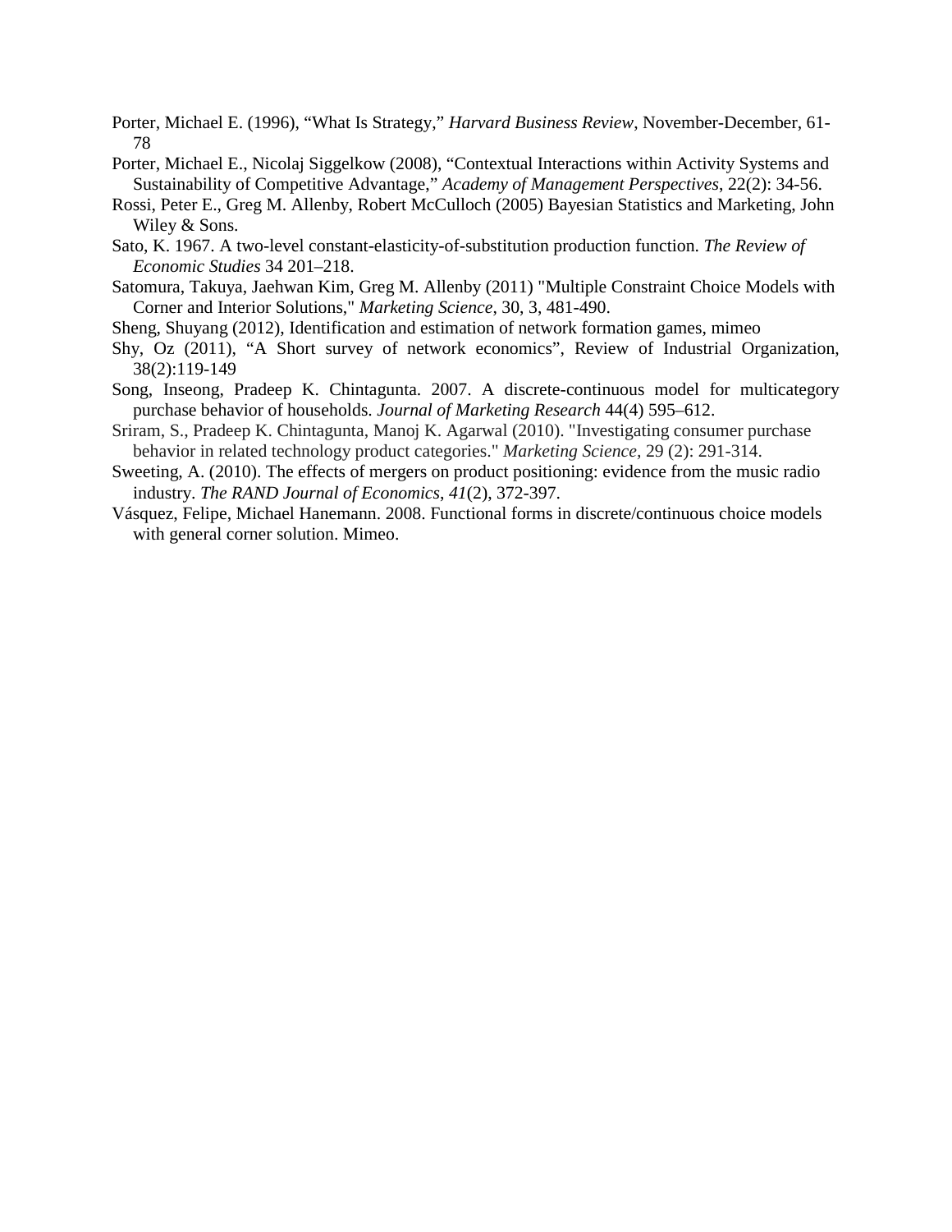Porter, Michael E. (1996), “What Is Strategy,” *Harvard Business Review*, November-December, 61-78

Porter, Michael E., Nicolaj Siggelkow (2008), “Contextual Interactions within Activity Systems and Sustainability of Competitive Advantage,” *Academy of Management Perspectives*, 22(2): 34-56.

Rossi, Peter E., Greg M. Allenby, Robert McCulloch (2005) Bayesian Statistics and Marketing, John Wiley & Sons.

Sato, K. 1967. A two-level constant-elasticity-of-substitution production function. *The Review of Economic Studies* 34 201–218.

Satomura, Takuya, Jaehwan Kim, Greg M. Allenby (2011) "Multiple Constraint Choice Models with Corner and Interior Solutions," *Marketing Science*, 30, 3, 481-490.

Sheng, Shuyang (2012), Identification and estimation of network formation games, mimeo

Shy, Oz (2011), “A Short survey of network economics”, Review of Industrial Organization, 38(2):119-149

Song, Inseong, Pradeep K. Chintagunta. 2007. A discrete-continuous model for multicategory purchase behavior of households. *Journal of Marketing Research* 44(4) 595–612.

Sriram, S., Pradeep K. Chintagunta, Manoj K. Agarwal (2010). "Investigating consumer purchase behavior in related technology product categories." *Marketing Science,* 29 (2): 291-314.

Sweeting, A. (2010). The effects of mergers on product positioning: evidence from the music radio industry. *The RAND Journal of Economics*, *41*(2), 372-397.

Vásquez, Felipe, Michael Hanemann. 2008. Functional forms in discrete/continuous choice models with general corner solution. Mimeo.